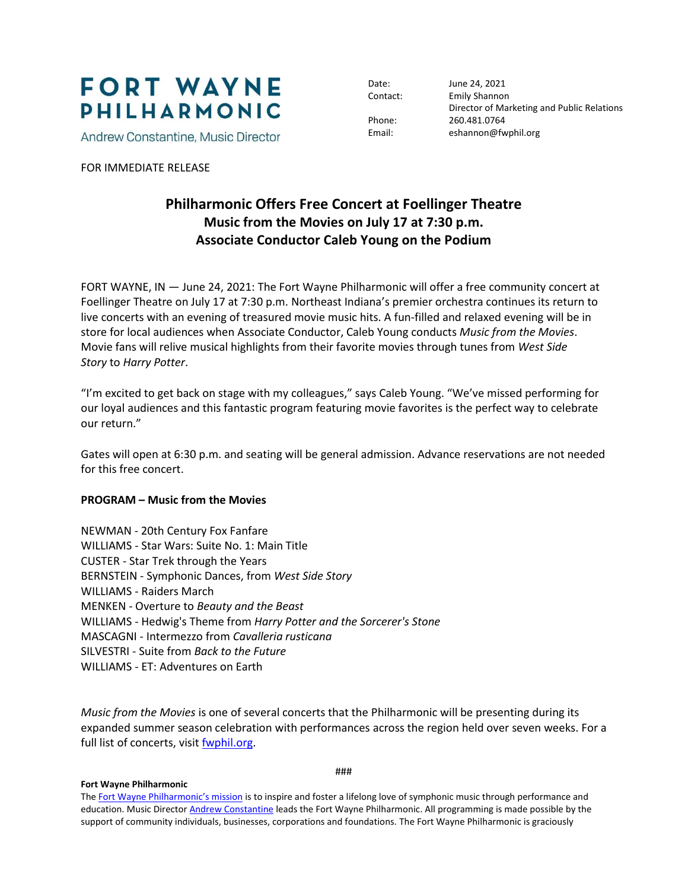# FORT WAYNE PHILHARMONIC

Andrew Constantine, Music Director

| | |
|---|---|
| Date: | June 24, 2021 |
| Contact: | Emily Shannon |
| | Director of Marketing and Public Relations |
| Phone: | 260.481.0764 |
| Email: | eshannon@fwphil.org |

FOR IMMEDIATE RELEASE

## Philharmonic Offers Free Concert at Foellinger Theatre
## Music from the Movies on July 17 at 7:30 p.m.
## Associate Conductor Caleb Young on the Podium

FORT WAYNE, IN — June 24, 2021: The Fort Wayne Philharmonic will offer a free community concert at Foellinger Theatre on July 17 at 7:30 p.m. Northeast Indiana's premier orchestra continues its return to live concerts with an evening of treasured movie music hits. A fun-filled and relaxed evening will be in store for local audiences when Associate Conductor, Caleb Young conducts *Music from the Movies*. Movie fans will relive musical highlights from their favorite movies through tunes from *West Side Story* to *Harry Potter*.

"I'm excited to get back on stage with my colleagues," says Caleb Young. "We've missed performing for our loyal audiences and this fantastic program featuring movie favorites is the perfect way to celebrate our return."

Gates will open at 6:30 p.m. and seating will be general admission. Advance reservations are not needed for this free concert.

**PROGRAM – Music from the Movies**

NEWMAN - 20th Century Fox Fanfare
WILLIAMS - Star Wars: Suite No. 1: Main Title
CUSTER - Star Trek through the Years
BERNSTEIN - Symphonic Dances, from *West Side Story*
WILLIAMS - Raiders March
MENKEN - Overture to *Beauty and the Beast*
WILLIAMS - Hedwig's Theme from *Harry Potter and the Sorcerer's Stone*
MASCAGNI - Intermezzo from *Cavalleria rusticana*
SILVESTRI - Suite from *Back to the Future*
WILLIAMS - ET: Adventures on Earth

*Music from the Movies* is one of several concerts that the Philharmonic will be presenting during its expanded summer season celebration with performances across the region held over seven weeks. For a full list of concerts, visit fwphil.org.

###

**Fort Wayne Philharmonic**

The Fort Wayne Philharmonic's mission is to inspire and foster a lifelong love of symphonic music through performance and education. Music Director Andrew Constantine leads the Fort Wayne Philharmonic. All programming is made possible by the support of community individuals, businesses, corporations and foundations. The Fort Wayne Philharmonic is graciously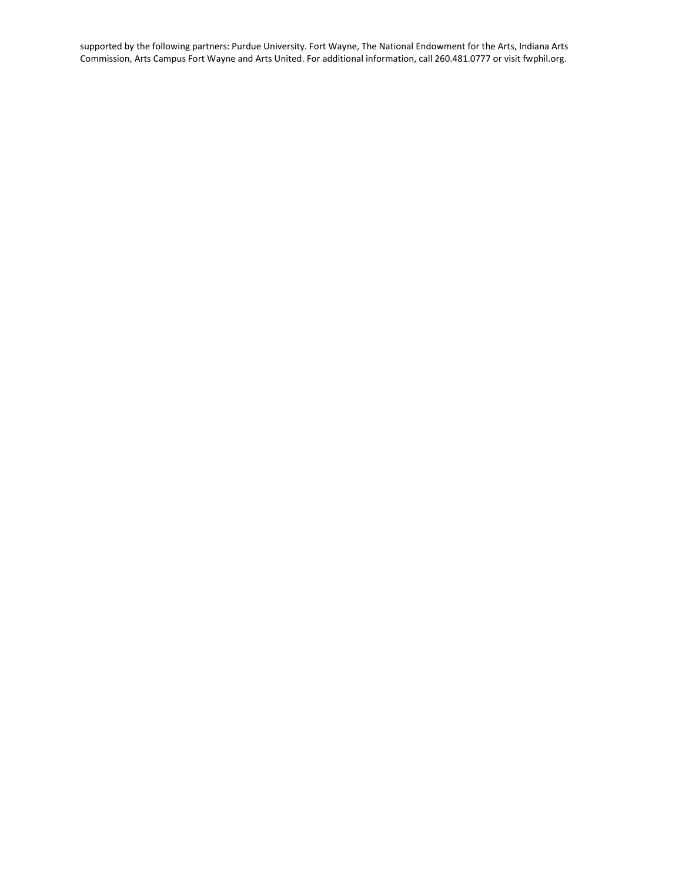supported by the following partners: Purdue University. Fort Wayne, The National Endowment for the Arts, Indiana Arts Commission, Arts Campus Fort Wayne and Arts United. For additional information, call 260.481.0777 or visit fwphil.org.